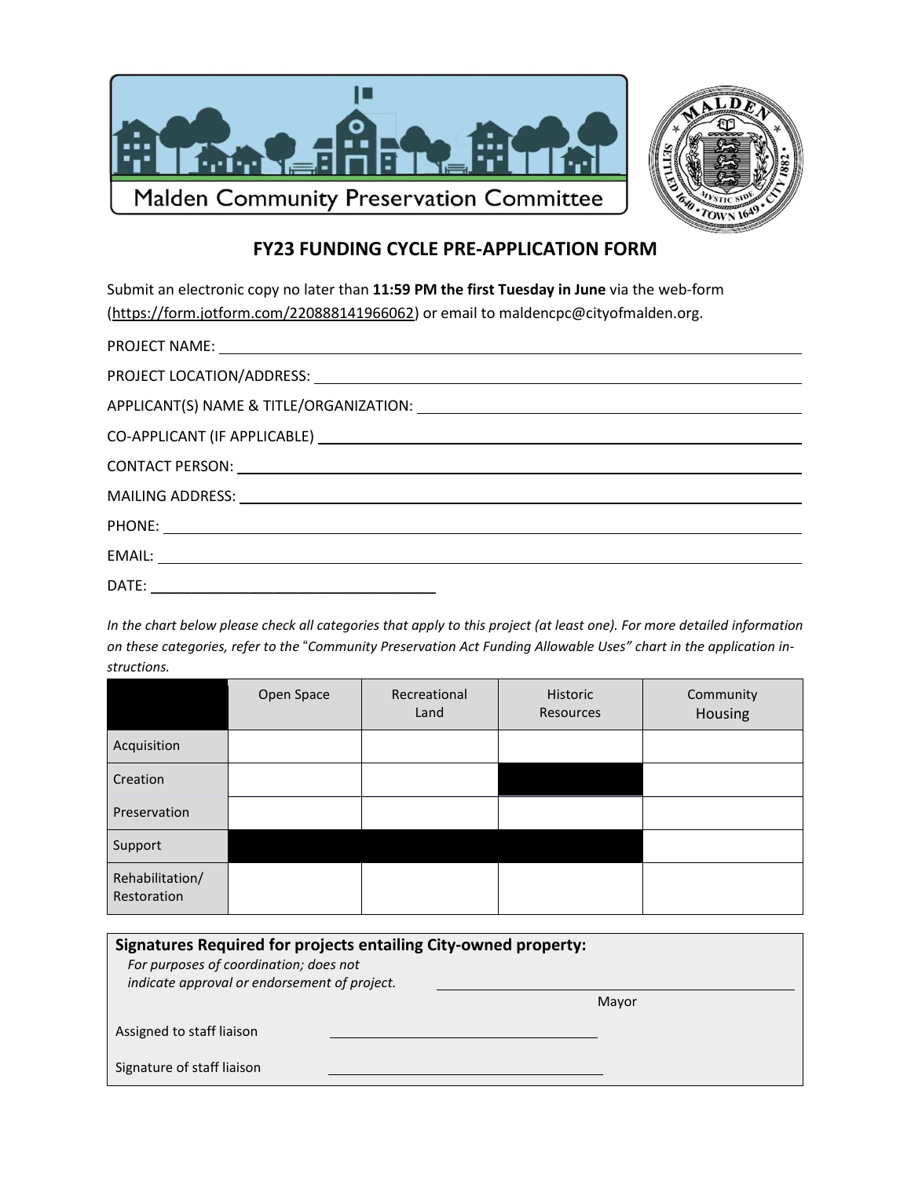Malden Community Preservation Committee

# FY23 FUNDING CYCLE PRE-APPLICATION FORM

Submit an electronic copy no later than **11:59 PM the first Tuesday in June** via the web-form (https://form.jotform.com/220888141966062) or email to maldencpc@cityofmalden.org.

PROJECT NAME: ______________________________

PROJECT LOCATION/ADDRESS: ______________________________

APPLICANT(S) NAME & TITLE/ORGANIZATION: ______________________________

CO-APPLICANT (IF APPLICABLE) ______________________________

CONTACT PERSON: ______________________________

MAILING ADDRESS: ______________________________

PHONE: ______________________________

EMAIL: ______________________________

DATE: ______________________________

*In the chart below please check all categories that apply to this project (at least one). For more detailed information on these categories, refer to the "Community Preservation Act Funding Allowable Uses" chart in the application instructions.*

| | Open Space | Recreational Land | Historic Resources | Community Housing |
|---|---|---|---|---|
| Acquisition | | | | |
| Creation | | | ■ | |
| Preservation | | | | |
| Support | ■ | ■ | ■ | |
| Rehabilitation/ Restoration | | | | |

**Signatures Required for projects entailing City-owned property:**

*For purposes of coordination; does not indicate approval or endorsement of project.*

______________________________
Mayor

Assigned to staff liaison ______________________________

Signature of staff liaison ______________________________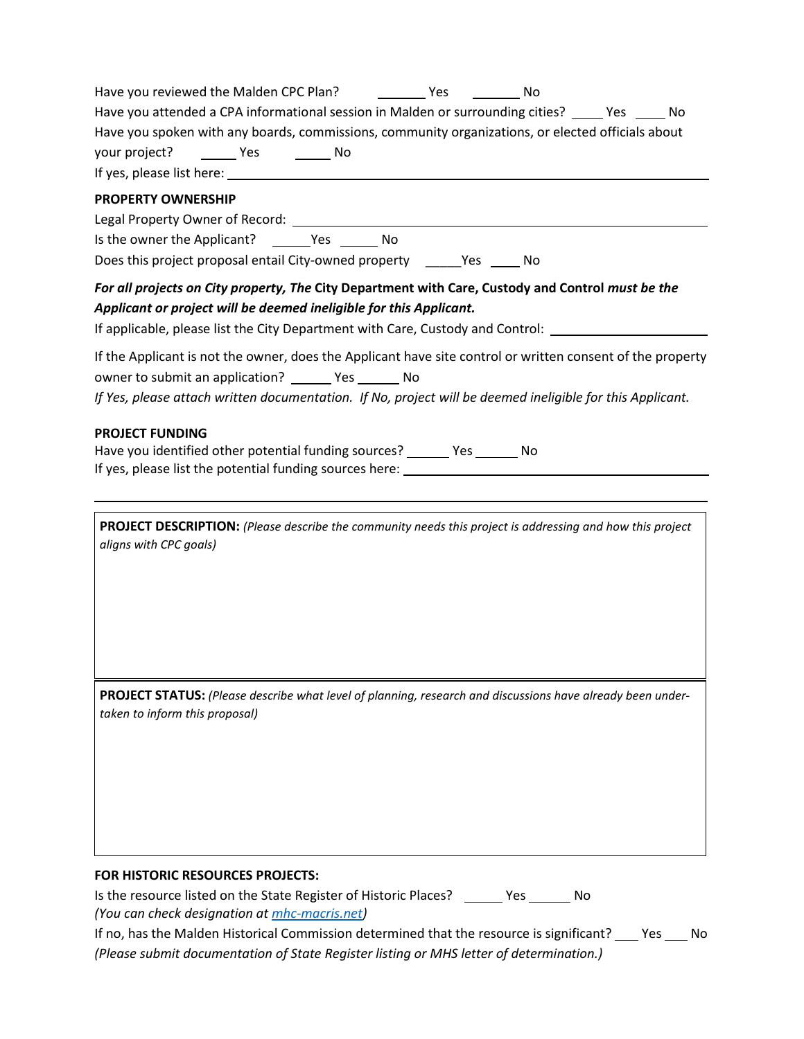Have you reviewed the Malden CPC Plan? _______ Yes _______ No

Have you attended a CPA informational session in Malden or surrounding cities? ____ Yes ____ No

Have you spoken with any boards, commissions, community organizations, or elected officials about your project? _____ Yes _____ No

If yes, please list here: ____________________________________________

**PROPERTY OWNERSHIP**

Legal Property Owner of Record: ____________________________________________

Is the owner the Applicant? _____Yes _____ No

Does this project proposal entail City-owned property _____Yes ____ No

***For all projects on City property, The* City Department with Care, Custody and Control *must be the Applicant or project will be deemed ineligible for this Applicant.***

If applicable, please list the City Department with Care, Custody and Control: ____________________

If the Applicant is not the owner, does the Applicant have site control or written consent of the property owner to submit an application? _____ Yes _____ No

*If Yes, please attach written documentation. If No, project will be deemed ineligible for this Applicant.*

**PROJECT FUNDING**

Have you identified other potential funding sources? _____ Yes _____ No

If yes, please list the potential funding sources here: ____________________________________________

____________________________________________

**PROJECT DESCRIPTION:** *(Please describe the community needs this project is addressing and how this project aligns with CPC goals)*

**PROJECT STATUS:** *(Please describe what level of planning, research and discussions have already been undertaken to inform this proposal)*

**FOR HISTORIC RESOURCES PROJECTS:**

Is the resource listed on the State Register of Historic Places? _____ Yes _____ No

*(You can check designation at mhc-macris.net)*

If no, has the Malden Historical Commission determined that the resource is significant? ___ Yes ___ No

*(Please submit documentation of State Register listing or MHS letter of determination.)*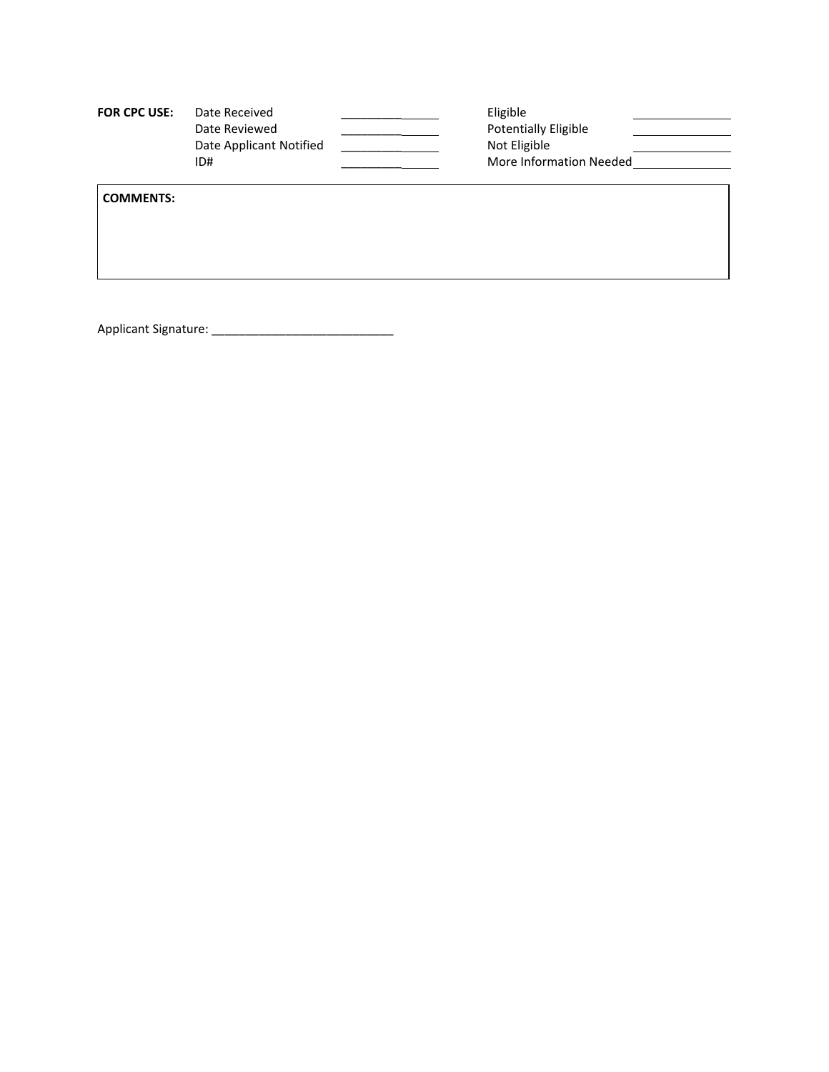| **FOR CPC USE:** | | | | |
|---|---|---|---|---|
| | Date Received | ______________ | Eligible | ______________ |
| | Date Reviewed | ______________ | Potentially Eligible | ______________ |
| | Date Applicant Notified | ______________ | Not Eligible | ______________ |
| | ID# | ______________ | More Information Needed | ______________ |

| **COMMENTS:** |
|---|
| |

Applicant Signature: ___________________________